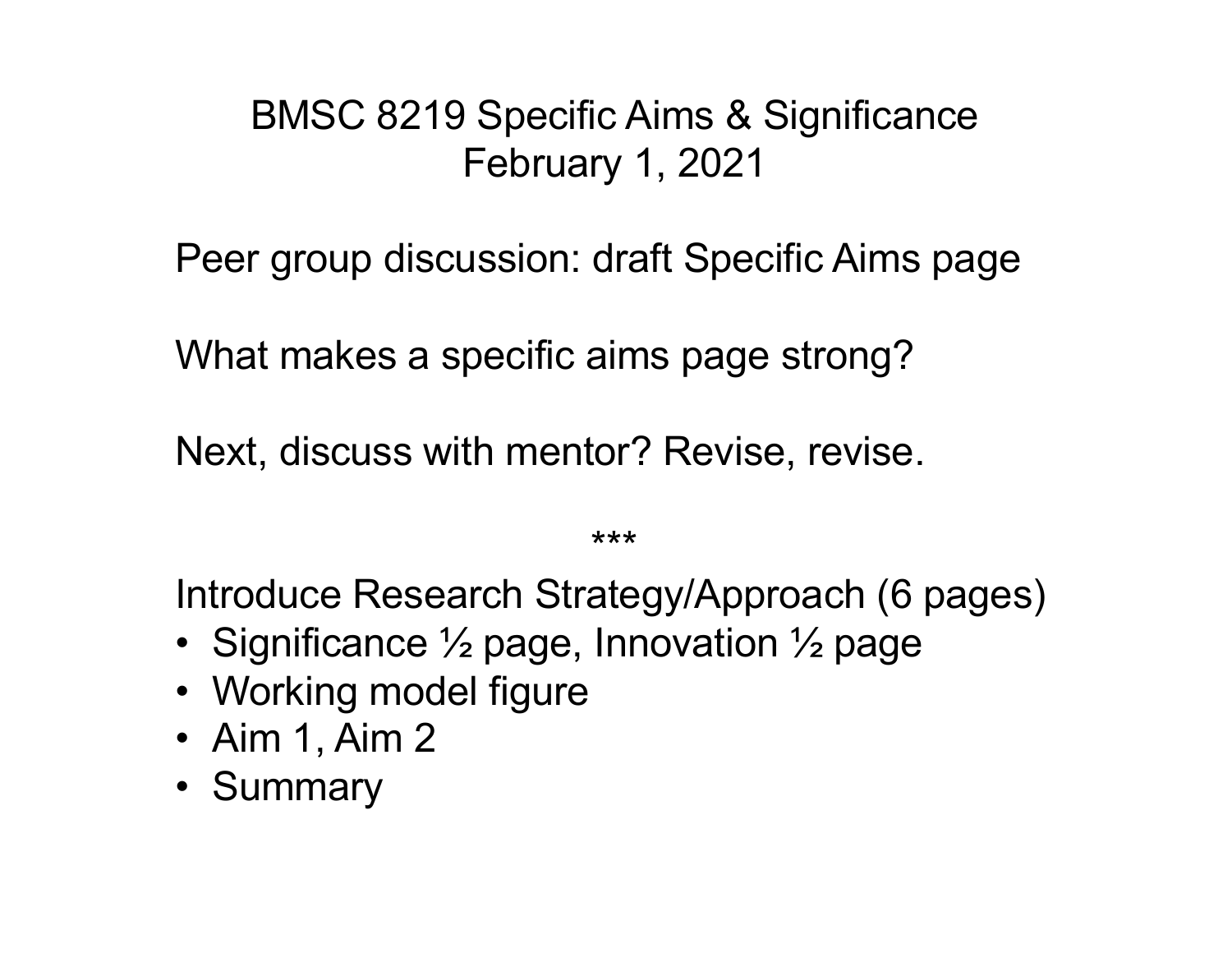# BMSC 8219 Specific Aims & Significance
## February 1, 2021

Peer group discussion: draft Specific Aims page

What makes a specific aims page strong?

Next, discuss with mentor? Revise, revise.

***

Introduce Research Strategy/Approach (6 pages)

- Significance ½ page, Innovation ½ page
- Working model figure
- Aim 1, Aim 2
- Summary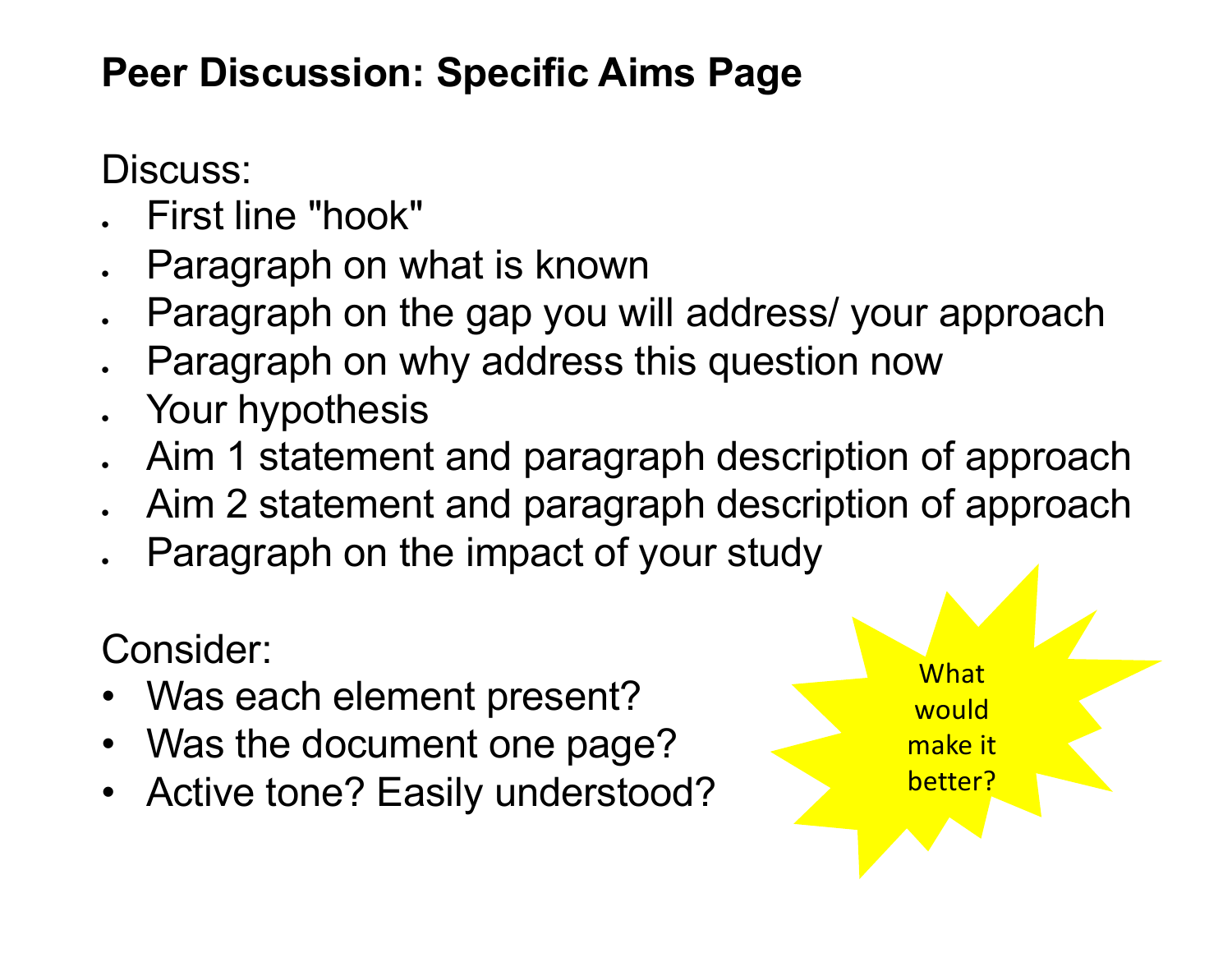# Peer Discussion: Specific Aims Page

Discuss:

- First line "hook"
- Paragraph on what is known
- Paragraph on the gap you will address/ your approach
- Paragraph on why address this question now
- Your hypothesis
- Aim 1 statement and paragraph description of approach
- Aim 2 statement and paragraph description of approach
- Paragraph on the impact of your study

Consider:

- Was each element present?
- Was the document one page?
- Active tone? Easily understood?

What would make it better?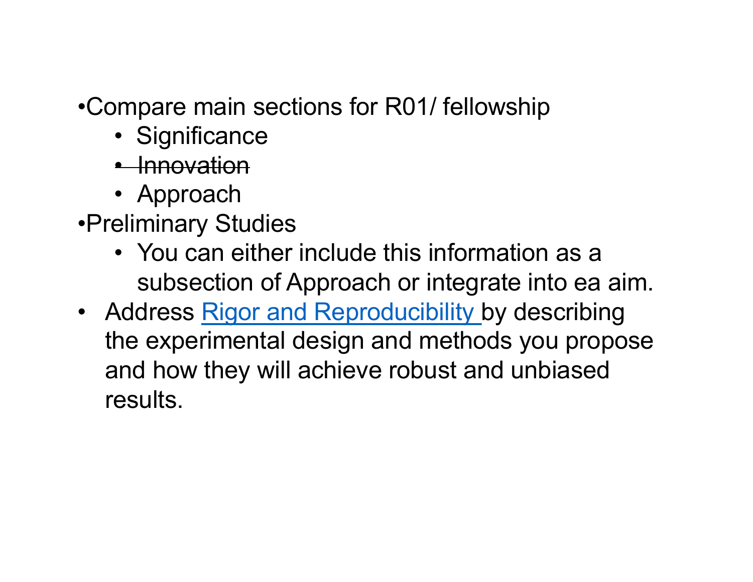- Compare main sections for R01/ fellowship
  - Significance
  - ~~Innovation~~
  - Approach
- Preliminary Studies
  - You can either include this information as a subsection of Approach or integrate into ea aim.
- Address Rigor and Reproducibility by describing the experimental design and methods you propose and how they will achieve robust and unbiased results.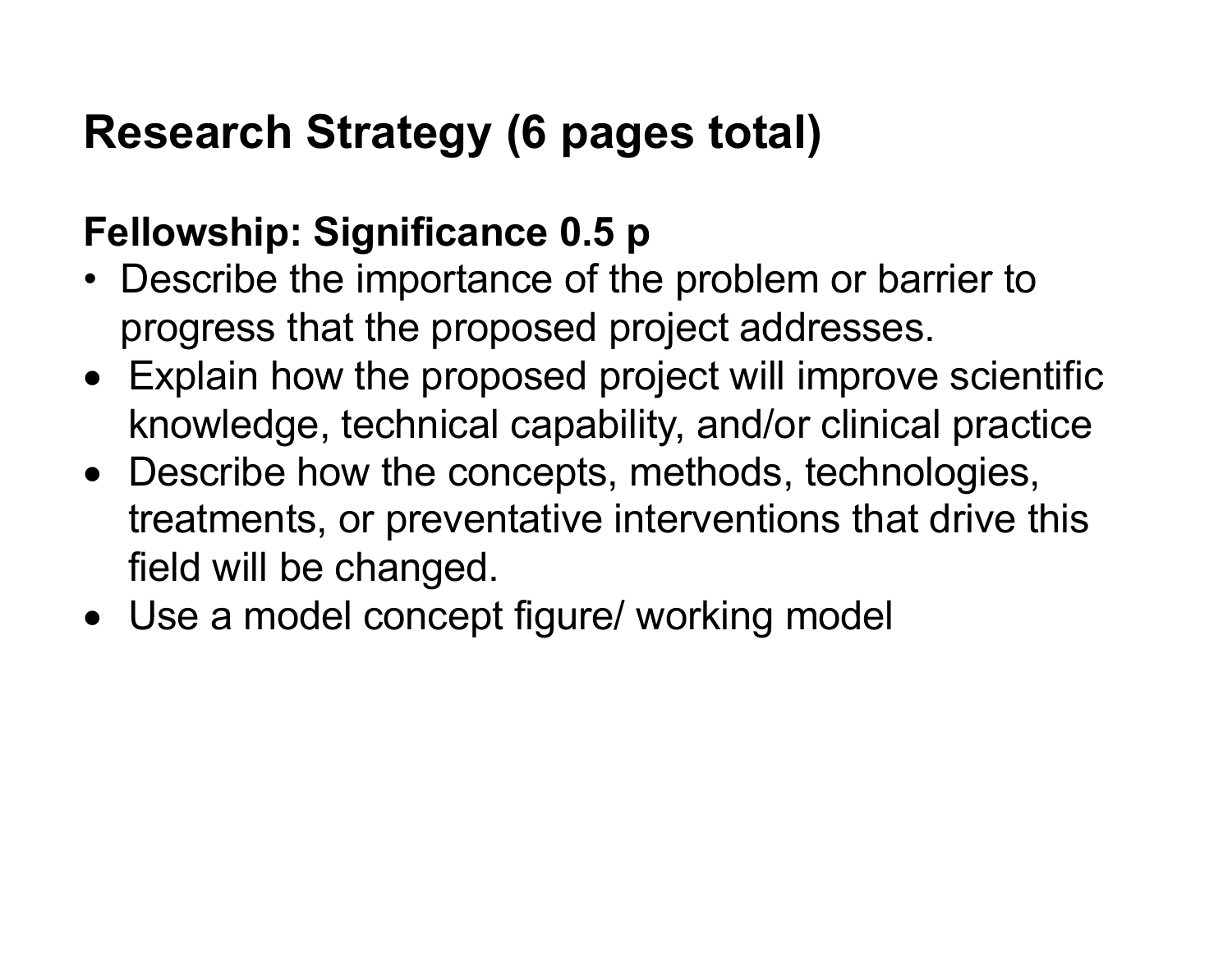# Research Strategy (6 pages total)

## Fellowship: Significance 0.5 p

- Describe the importance of the problem or barrier to progress that the proposed project addresses.
- Explain how the proposed project will improve scientific knowledge, technical capability, and/or clinical practice
- Describe how the concepts, methods, technologies, treatments, or preventative interventions that drive this field will be changed.
- Use a model concept figure/ working model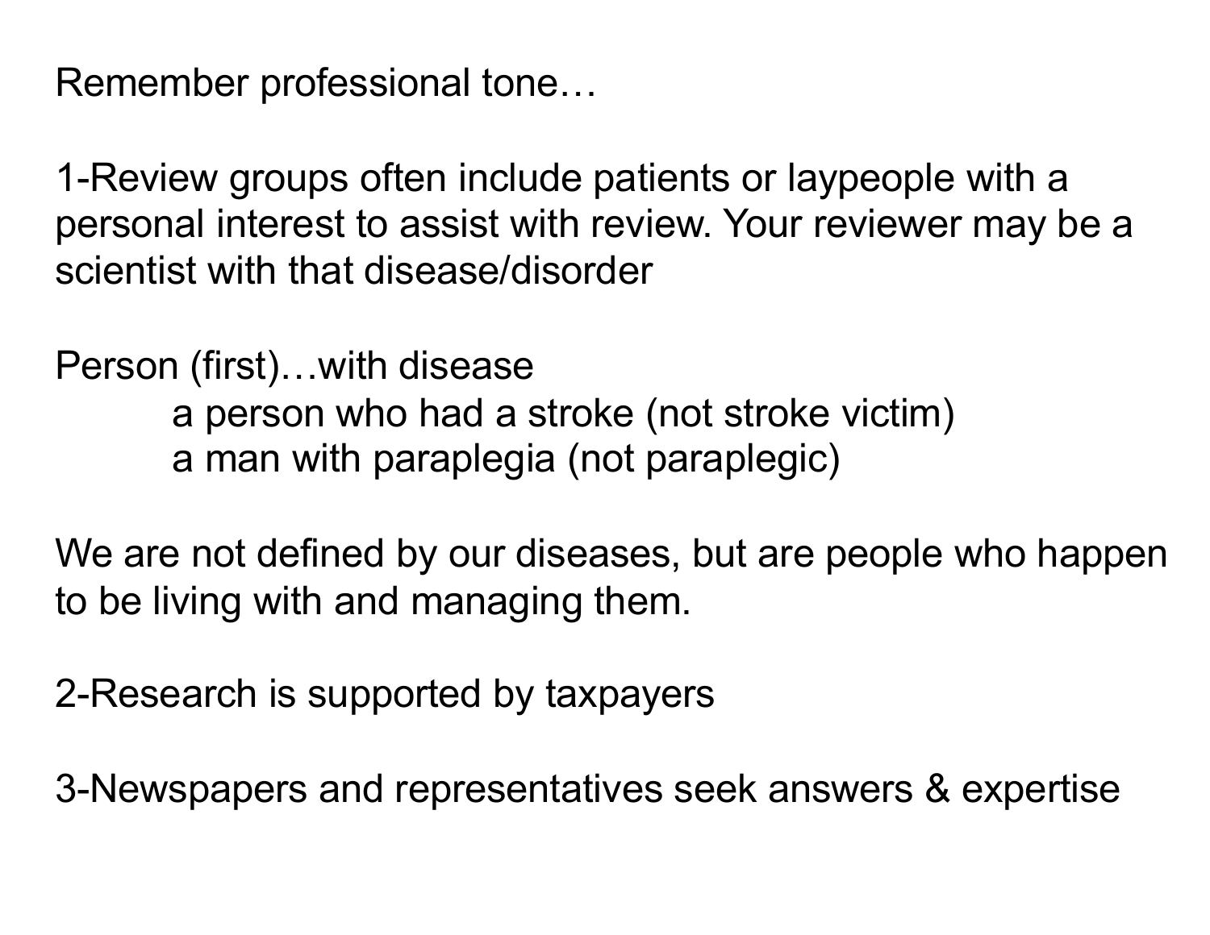Remember professional tone…

1-Review groups often include patients or laypeople with a personal interest to assist with review. Your reviewer may be a scientist with that disease/disorder

Person (first)…with disease

- a person who had a stroke (not stroke victim)
- a man with paraplegia (not paraplegic)

We are not defined by our diseases, but are people who happen to be living with and managing them.

2-Research is supported by taxpayers

3-Newspapers and representatives seek answers & expertise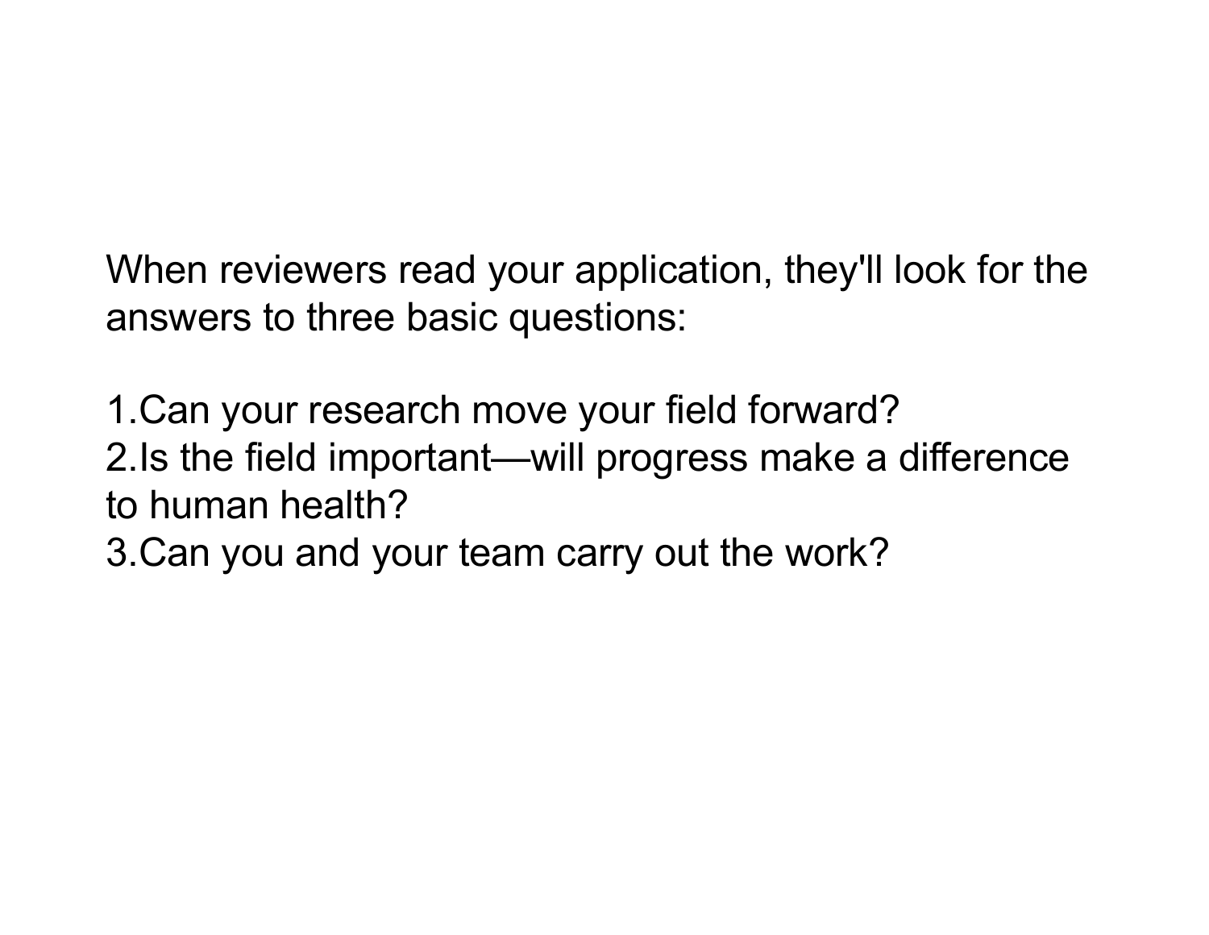When reviewers read your application, they'll look for the answers to three basic questions:

1. Can your research move your field forward?
2. Is the field important—will progress make a difference to human health?
3. Can you and your team carry out the work?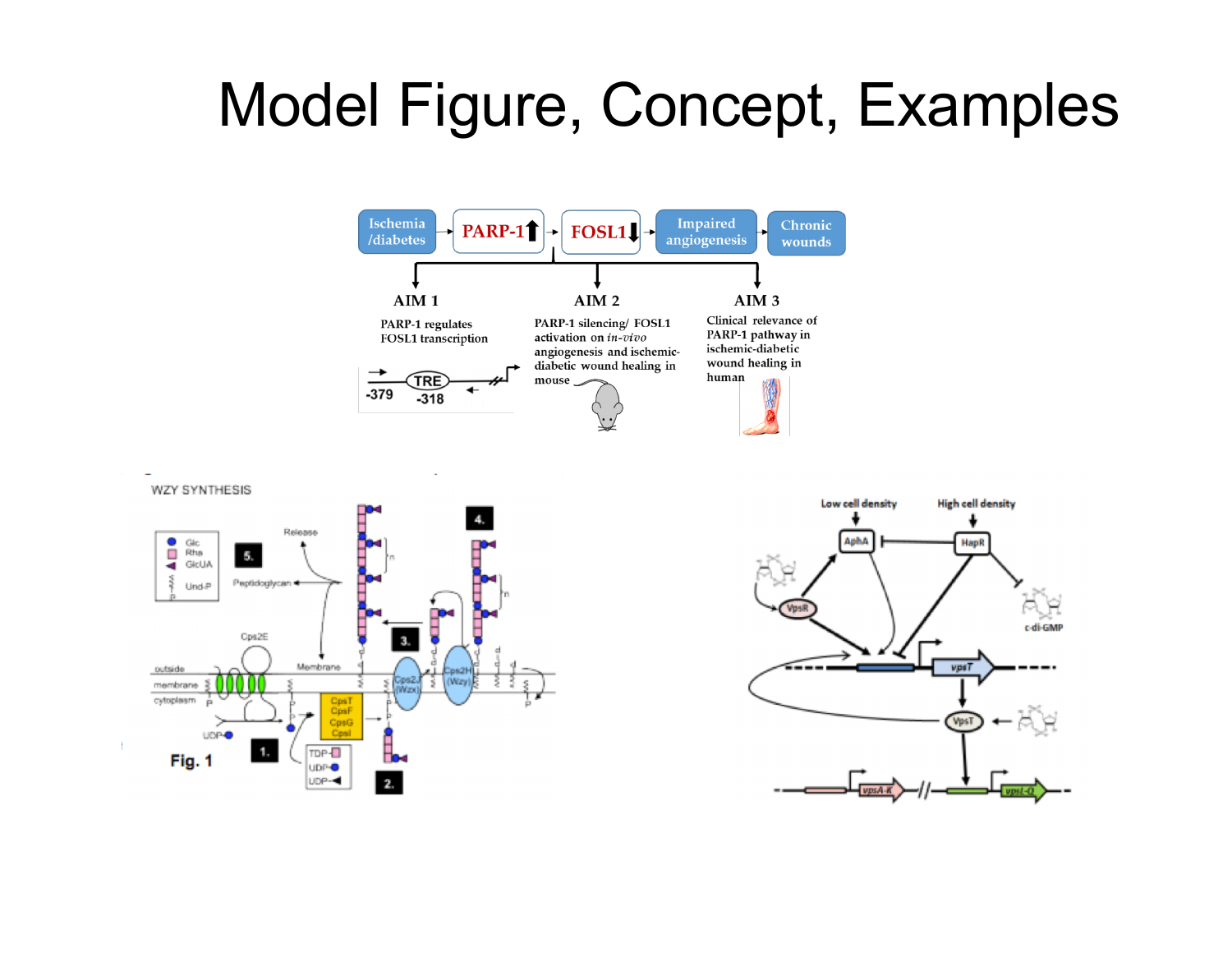# Model Figure, Concept, Examples

Ischemia /diabetes → PARP-1↑ → FOSL1↓ → Impaired angiogenesis → Chronic wounds

**AIM 1**

PARP-1 regulates FOSL1 transcription

-379 TRE -318

**AIM 2**

PARP-1 silencing/ FOSL1 activation on *in-vivo* angiogenesis and ischemic-diabetic wound healing in mouse

**AIM 3**

Clinical relevance of PARP-1 pathway in ischemic-diabetic wound healing in human

WZY SYNTHESIS

Glc, Rha, GlcUA, Und-P

Release, Peptidoglycan, Cps2E, Membrane, outside, membrane, cytoplasm, UDP-, CpsT CpsF CpsG CpsI, TDP-, UDP-, UDP-, Cps2J (Wzx), Cps2H (Wzy)

1. 2. 3. 4. 5.

Fig. 1

Low cell density, High cell density, AphA, HapR, VpsR, c-di-GMP, vpsT, VpsT, vpsA-K, vpsL-Q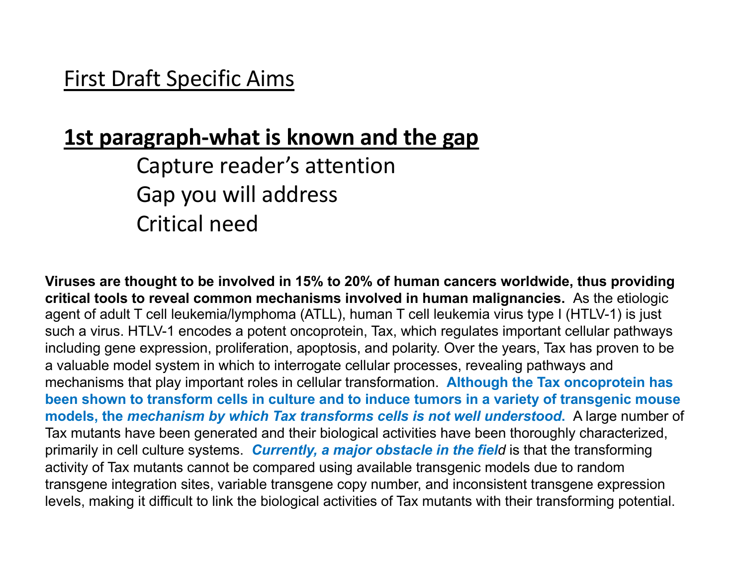# First Draft Specific Aims

## 1st paragraph-what is known and the gap

Capture reader's attention
Gap you will address
Critical need

**Viruses are thought to be involved in 15% to 20% of human cancers worldwide, thus providing critical tools to reveal common mechanisms involved in human malignancies.** As the etiologic agent of adult T cell leukemia/lymphoma (ATLL), human T cell leukemia virus type I (HTLV-1) is just such a virus. HTLV-1 encodes a potent oncoprotein, Tax, which regulates important cellular pathways including gene expression, proliferation, apoptosis, and polarity. Over the years, Tax has proven to be a valuable model system in which to interrogate cellular processes, revealing pathways and mechanisms that play important roles in cellular transformation. **Although the Tax oncoprotein has been shown to transform cells in culture and to induce tumors in a variety of transgenic mouse models, the *mechanism by which Tax transforms cells is not well understood*.** A large number of Tax mutants have been generated and their biological activities have been thoroughly characterized, primarily in cell culture systems. ***Currently, a major obstacle in the field*** is that the transforming activity of Tax mutants cannot be compared using available transgenic models due to random transgene integration sites, variable transgene copy number, and inconsistent transgene expression levels, making it difficult to link the biological activities of Tax mutants with their transforming potential.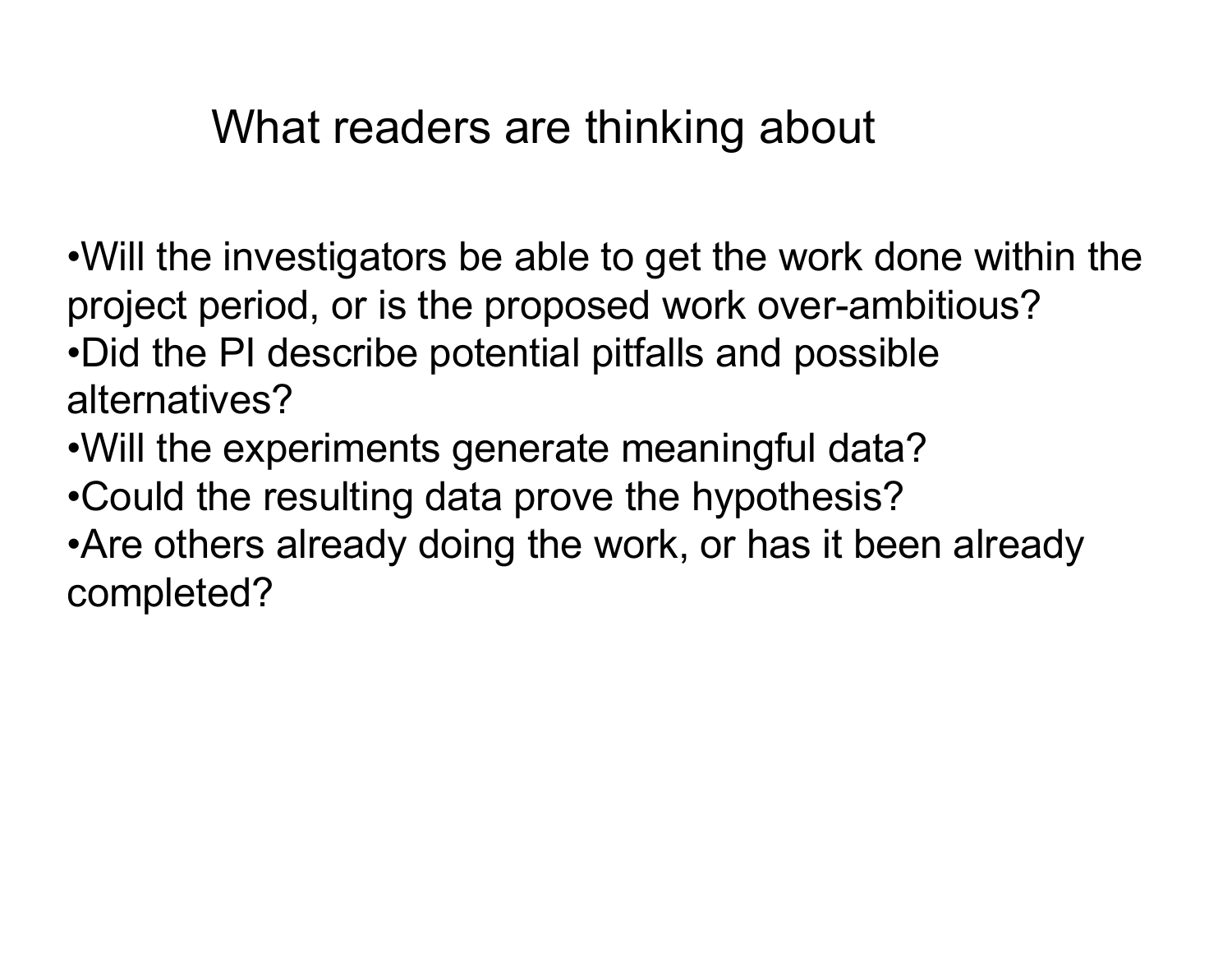# What readers are thinking about

- Will the investigators be able to get the work done within the project period, or is the proposed work over-ambitious?
- Did the PI describe potential pitfalls and possible alternatives?
- Will the experiments generate meaningful data?
- Could the resulting data prove the hypothesis?
- Are others already doing the work, or has it been already completed?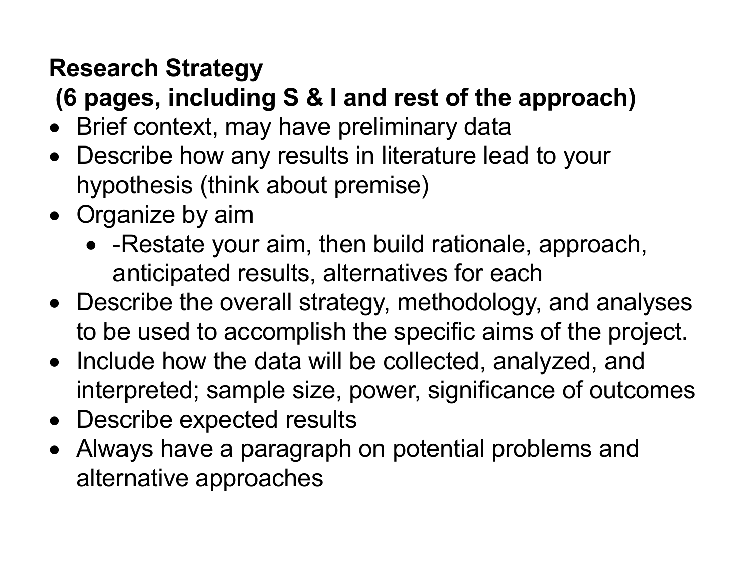**Research Strategy**
**(6 pages, including S & I and rest of the approach)**

- Brief context, may have preliminary data
- Describe how any results in literature lead to your hypothesis (think about premise)
- Organize by aim
    - -Restate your aim, then build rationale, approach, anticipated results, alternatives for each
- Describe the overall strategy, methodology, and analyses to be used to accomplish the specific aims of the project.
- Include how the data will be collected, analyzed, and interpreted; sample size, power, significance of outcomes
- Describe expected results
- Always have a paragraph on potential problems and alternative approaches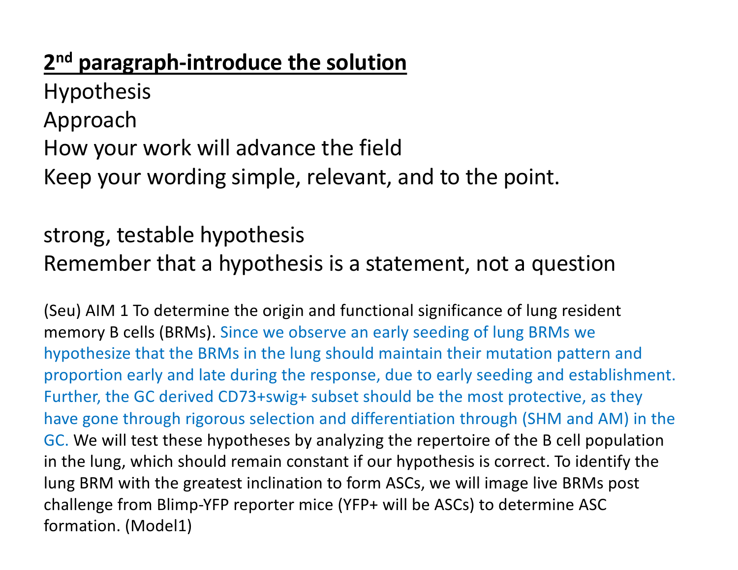## <u>2nd paragraph-introduce the solution</u>

Hypothesis

Approach

How your work will advance the field

Keep your wording simple, relevant, and to the point.

strong, testable hypothesis

Remember that a hypothesis is a statement, not a question

(Seu) AIM 1 To determine the origin and functional significance of lung resident memory B cells (BRMs). Since we observe an early seeding of lung BRMs we hypothesize that the BRMs in the lung should maintain their mutation pattern and proportion early and late during the response, due to early seeding and establishment. Further, the GC derived CD73+swig+ subset should be the most protective, as they have gone through rigorous selection and differentiation through (SHM and AM) in the GC. We will test these hypotheses by analyzing the repertoire of the B cell population in the lung, which should remain constant if our hypothesis is correct. To identify the lung BRM with the greatest inclination to form ASCs, we will image live BRMs post challenge from Blimp-YFP reporter mice (YFP+ will be ASCs) to determine ASC formation. (Model1)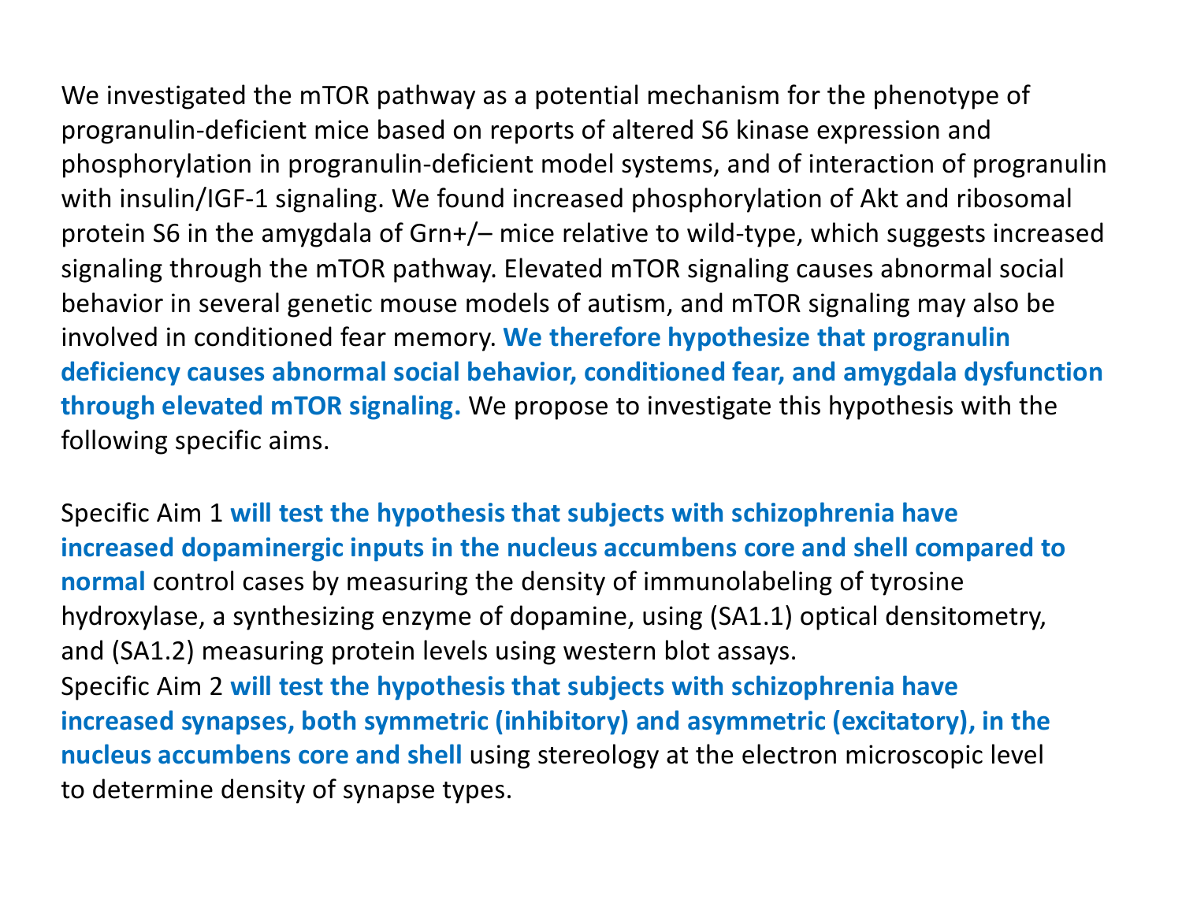We investigated the mTOR pathway as a potential mechanism for the phenotype of progranulin-deficient mice based on reports of altered S6 kinase expression and phosphorylation in progranulin-deficient model systems, and of interaction of progranulin with insulin/IGF-1 signaling. We found increased phosphorylation of Akt and ribosomal protein S6 in the amygdala of Grn+/– mice relative to wild-type, which suggests increased signaling through the mTOR pathway. Elevated mTOR signaling causes abnormal social behavior in several genetic mouse models of autism, and mTOR signaling may also be involved in conditioned fear memory. **We therefore hypothesize that progranulin deficiency causes abnormal social behavior, conditioned fear, and amygdala dysfunction through elevated mTOR signaling.** We propose to investigate this hypothesis with the following specific aims.

Specific Aim 1 **will test the hypothesis that subjects with schizophrenia have increased dopaminergic inputs in the nucleus accumbens core and shell compared to normal** control cases by measuring the density of immunolabeling of tyrosine hydroxylase, a synthesizing enzyme of dopamine, using (SA1.1) optical densitometry, and (SA1.2) measuring protein levels using western blot assays.

Specific Aim 2 **will test the hypothesis that subjects with schizophrenia have increased synapses, both symmetric (inhibitory) and asymmetric (excitatory), in the nucleus accumbens core and shell** using stereology at the electron microscopic level to determine density of synapse types.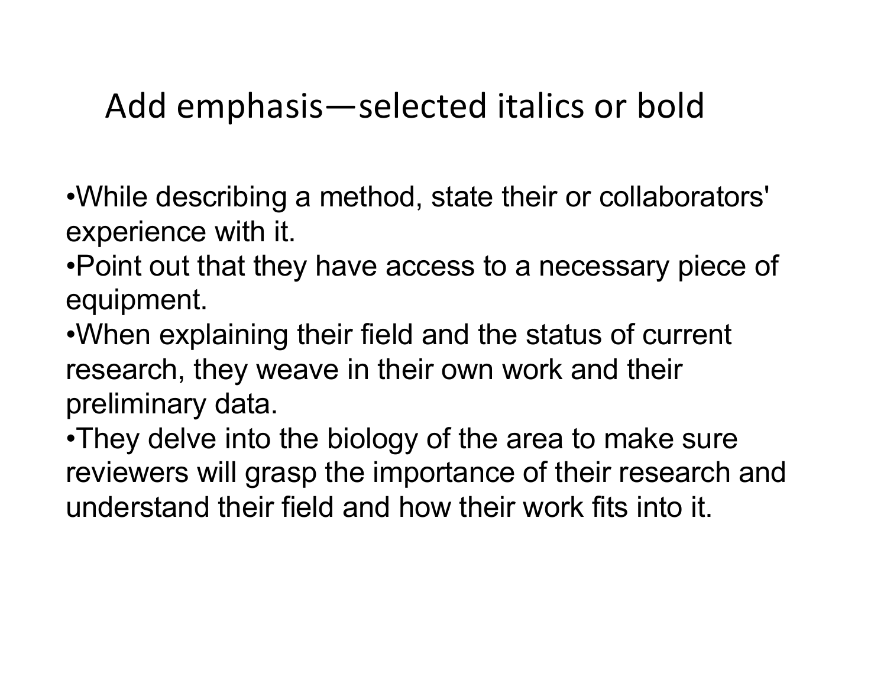# Add emphasis—selected italics or bold

- While describing a method, state their or collaborators' experience with it.
- Point out that they have access to a necessary piece of equipment.
- When explaining their field and the status of current research, they weave in their own work and their preliminary data.
- They delve into the biology of the area to make sure reviewers will grasp the importance of their research and understand their field and how their work fits into it.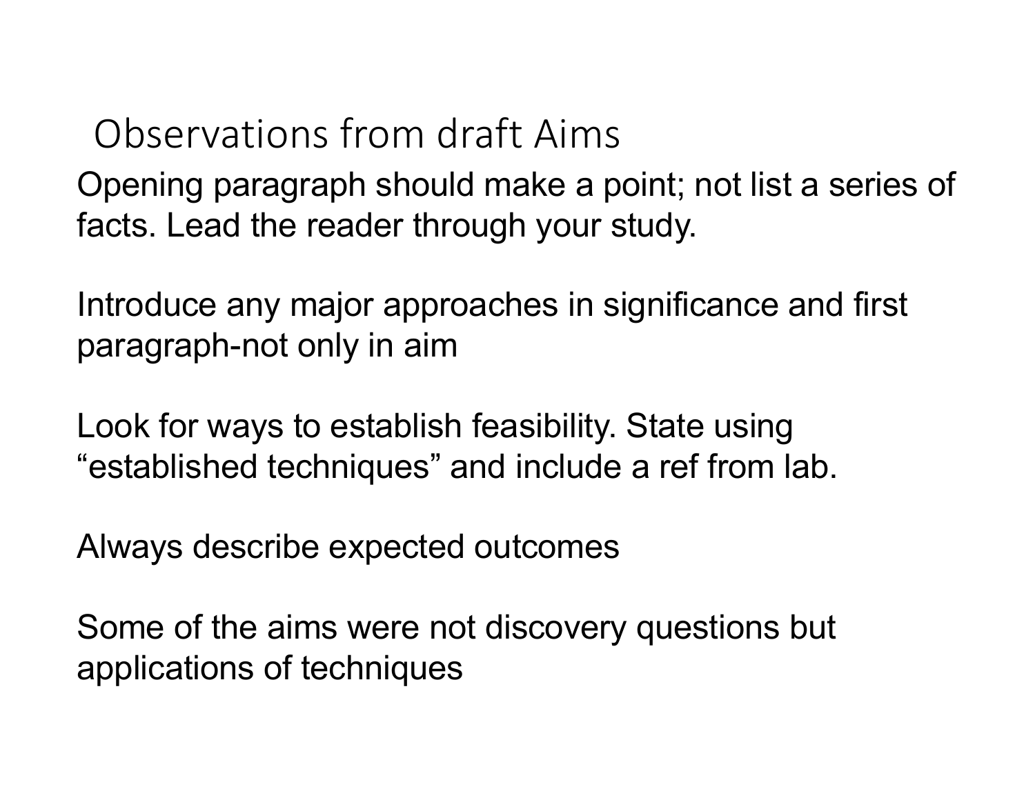# Observations from draft Aims

Opening paragraph should make a point; not list a series of facts. Lead the reader through your study.

Introduce any major approaches in significance and first paragraph-not only in aim

Look for ways to establish feasibility. State using "established techniques" and include a ref from lab.

Always describe expected outcomes

Some of the aims were not discovery questions but applications of techniques